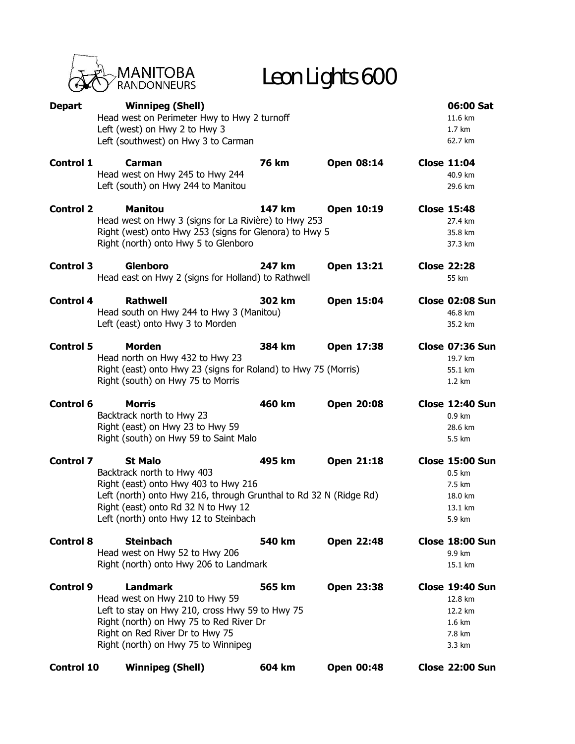MANITOBA RANDONNEURS

# Leon Lights 600

| | | | | |
|---|---|---|---|---|
| **Depart** | **Winnipeg (Shell)** | | | **06:00 Sat** |
| | Head west on Perimeter Hwy to Hwy 2 turnoff | | | 11.6 km |
| | Left (west) on Hwy 2 to Hwy 3 | | | 1.7 km |
| | Left (southwest) on Hwy 3 to Carman | | | 62.7 km |
| **Control 1** | **Carman** | **76 km** | **Open 08:14** | **Close 11:04** |
| | Head west on Hwy 245 to Hwy 244 | | | 40.9 km |
| | Left (south) on Hwy 244 to Manitou | | | 29.6 km |
| **Control 2** | **Manitou** | **147 km** | **Open 10:19** | **Close 15:48** |
| | Head west on Hwy 3 (signs for La Rivière) to Hwy 253 | | | 27.4 km |
| | Right (west) onto Hwy 253 (signs for Glenora) to Hwy 5 | | | 35.8 km |
| | Right (north) onto Hwy 5 to Glenboro | | | 37.3 km |
| **Control 3** | **Glenboro** | **247 km** | **Open 13:21** | **Close 22:28** |
| | Head east on Hwy 2 (signs for Holland) to Rathwell | | | 55 km |
| **Control 4** | **Rathwell** | **302 km** | **Open 15:04** | **Close 02:08 Sun** |
| | Head south on Hwy 244 to Hwy 3 (Manitou) | | | 46.8 km |
| | Left (east) onto Hwy 3 to Morden | | | 35.2 km |
| **Control 5** | **Morden** | **384 km** | **Open 17:38** | **Close 07:36 Sun** |
| | Head north on Hwy 432 to Hwy 23 | | | 19.7 km |
| | Right (east) onto Hwy 23 (signs for Roland) to Hwy 75 (Morris) | | | 55.1 km |
| | Right (south) on Hwy 75 to Morris | | | 1.2 km |
| **Control 6** | **Morris** | **460 km** | **Open 20:08** | **Close 12:40 Sun** |
| | Backtrack north to Hwy 23 | | | 0.9 km |
| | Right (east) on Hwy 23 to Hwy 59 | | | 28.6 km |
| | Right (south) on Hwy 59 to Saint Malo | | | 5.5 km |
| **Control 7** | **St Malo** | **495 km** | **Open 21:18** | **Close 15:00 Sun** |
| | Backtrack north to Hwy 403 | | | 0.5 km |
| | Right (east) onto Hwy 403 to Hwy 216 | | | 7.5 km |
| | Left (north) onto Hwy 216, through Grunthal to Rd 32 N (Ridge Rd) | | | 18.0 km |
| | Right (east) onto Rd 32 N to Hwy 12 | | | 13.1 km |
| | Left (north) onto Hwy 12 to Steinbach | | | 5.9 km |
| **Control 8** | **Steinbach** | **540 km** | **Open 22:48** | **Close 18:00 Sun** |
| | Head west on Hwy 52 to Hwy 206 | | | 9.9 km |
| | Right (north) onto Hwy 206 to Landmark | | | 15.1 km |
| **Control 9** | **Landmark** | **565 km** | **Open 23:38** | **Close 19:40 Sun** |
| | Head west on Hwy 210 to Hwy 59 | | | 12.8 km |
| | Left to stay on Hwy 210, cross Hwy 59 to Hwy 75 | | | 12.2 km |
| | Right (north) on Hwy 75 to Red River Dr | | | 1.6 km |
| | Right on Red River Dr to Hwy 75 | | | 7.8 km |
| | Right (north) on Hwy 75 to Winnipeg | | | 3.3 km |
| **Control 10** | **Winnipeg (Shell)** | **604 km** | **Open 00:48** | **Close 22:00 Sun** |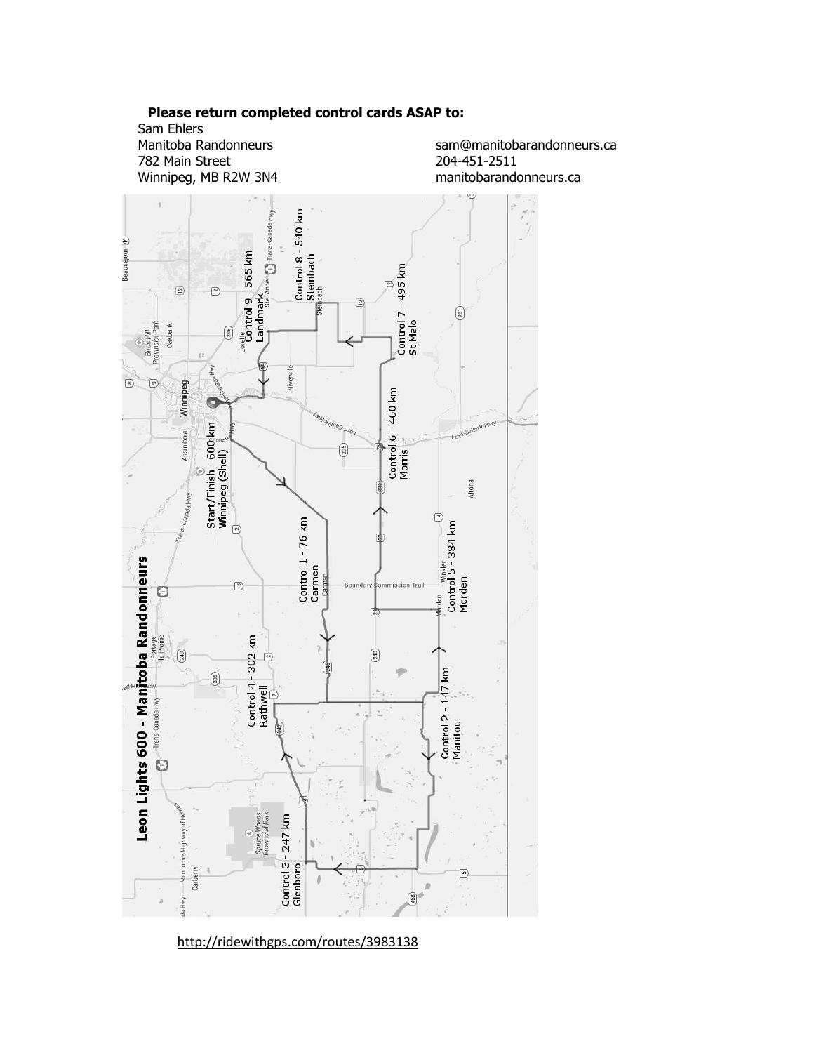**Please return completed control cards ASAP to:**

Sam Ehlers
Manitoba Randonneurs
782 Main Street
Winnipeg, MB R2W 3N4

sam@manitobarandonneurs.ca
204-451-2511
manitobarandonneurs.ca

Leon Lights 600 - Manitoba Randonneurs

Start/Finish - 600 km
Winnipeg (Shell)

Control 1 - 76 km
Carmen

Control 2 - 147 km
Manitou

Control 3 - 247 km
Glenboro

Control 4 - 302 km
Rathwell

Control 5 - 384 km
Morden

Control 6 - 460 km
Morris

Control 7 - 495 km
St Malo

Control 8 - 540 km
Steinbach

Control 9 - 565 km
Landmark

http://ridewithgps.com/routes/3983138